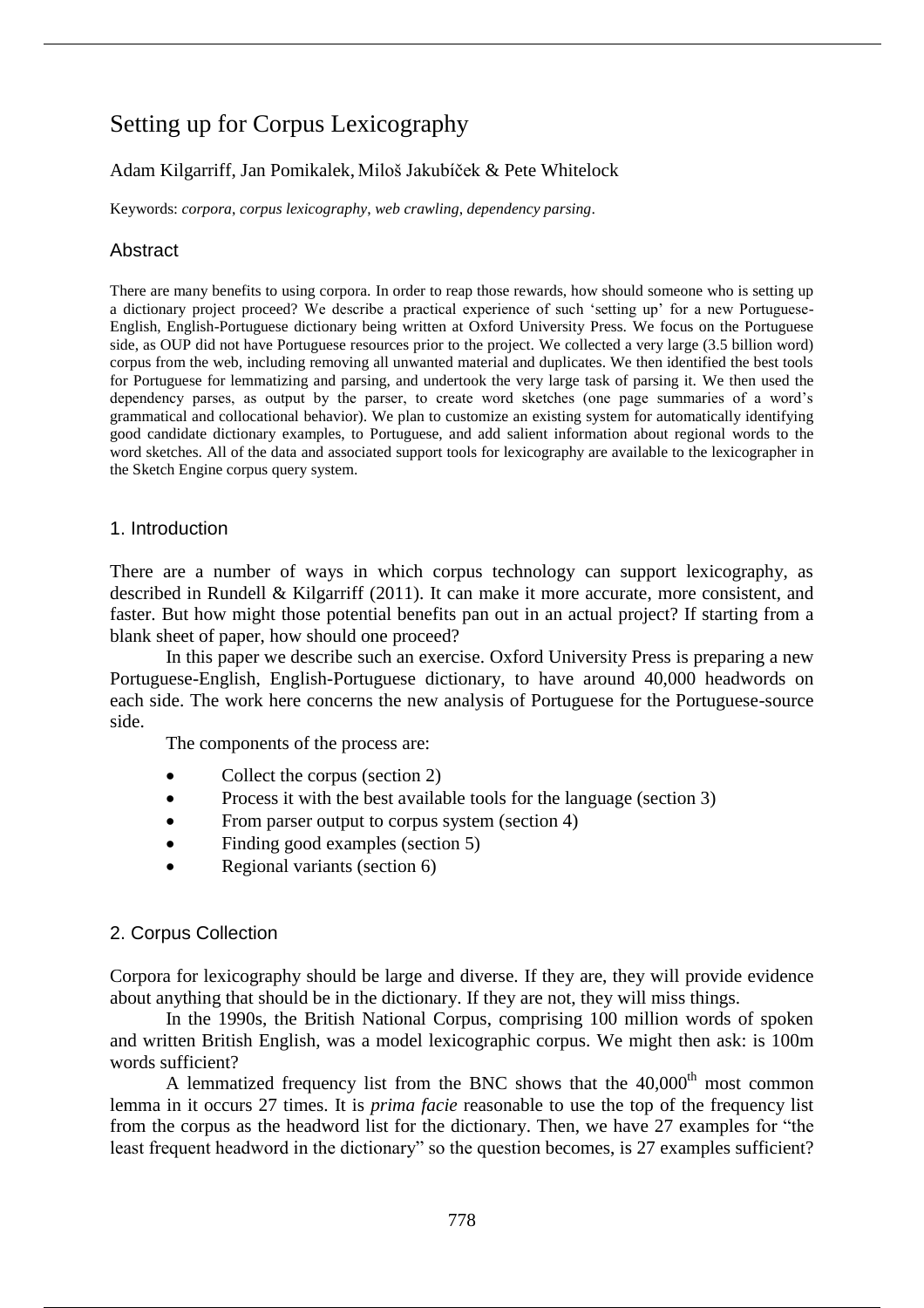# Setting up for Corpus Lexicography

Adam Kilgarriff, Jan Pomikalek, Miloš Jakubíček & Pete Whitelock

Keywords: *corpora*, *corpus lexicography*, *web crawling*, *dependency parsing*.

## Abstract

There are many benefits to using corpora. In order to reap those rewards, how should someone who is setting up a dictionary project proceed? We describe a practical experience of such 'setting up' for a new Portuguese-English, English-Portuguese dictionary being written at Oxford University Press. We focus on the Portuguese side, as OUP did not have Portuguese resources prior to the project. We collected a very large (3.5 billion word) corpus from the web, including removing all unwanted material and duplicates. We then identified the best tools for Portuguese for lemmatizing and parsing, and undertook the very large task of parsing it. We then used the dependency parses, as output by the parser, to create word sketches (one page summaries of a word's grammatical and collocational behavior). We plan to customize an existing system for automatically identifying good candidate dictionary examples, to Portuguese, and add salient information about regional words to the word sketches. All of the data and associated support tools for lexicography are available to the lexicographer in the Sketch Engine corpus query system.

## 1. Introduction

There are a number of ways in which corpus technology can support lexicography, as described in Rundell & Kilgarriff (2011). It can make it more accurate, more consistent, and faster. But how might those potential benefits pan out in an actual project? If starting from a blank sheet of paper, how should one proceed?

In this paper we describe such an exercise. Oxford University Press is preparing a new Portuguese-English, English-Portuguese dictionary, to have around 40,000 headwords on each side. The work here concerns the new analysis of Portuguese for the Portuguese-source side.

The components of the process are:

- Collect the corpus (section 2)
- Process it with the best available tools for the language (section 3)
- From parser output to corpus system (section 4)
- Finding good examples (section 5)
- Regional variants (section 6)

## 2. Corpus Collection

Corpora for lexicography should be large and diverse. If they are, they will provide evidence about anything that should be in the dictionary. If they are not, they will miss things.

In the 1990s, the British National Corpus, comprising 100 million words of spoken and written British English, was a model lexicographic corpus. We might then ask: is 100m words sufficient?

A lemmatized frequency list from the BNC shows that the 40,000$^{th}$ most common lemma in it occurs 27 times. It is *prima facie* reasonable to use the top of the frequency list from the corpus as the headword list for the dictionary. Then, we have 27 examples for "the least frequent headword in the dictionary" so the question becomes, is 27 examples sufficient?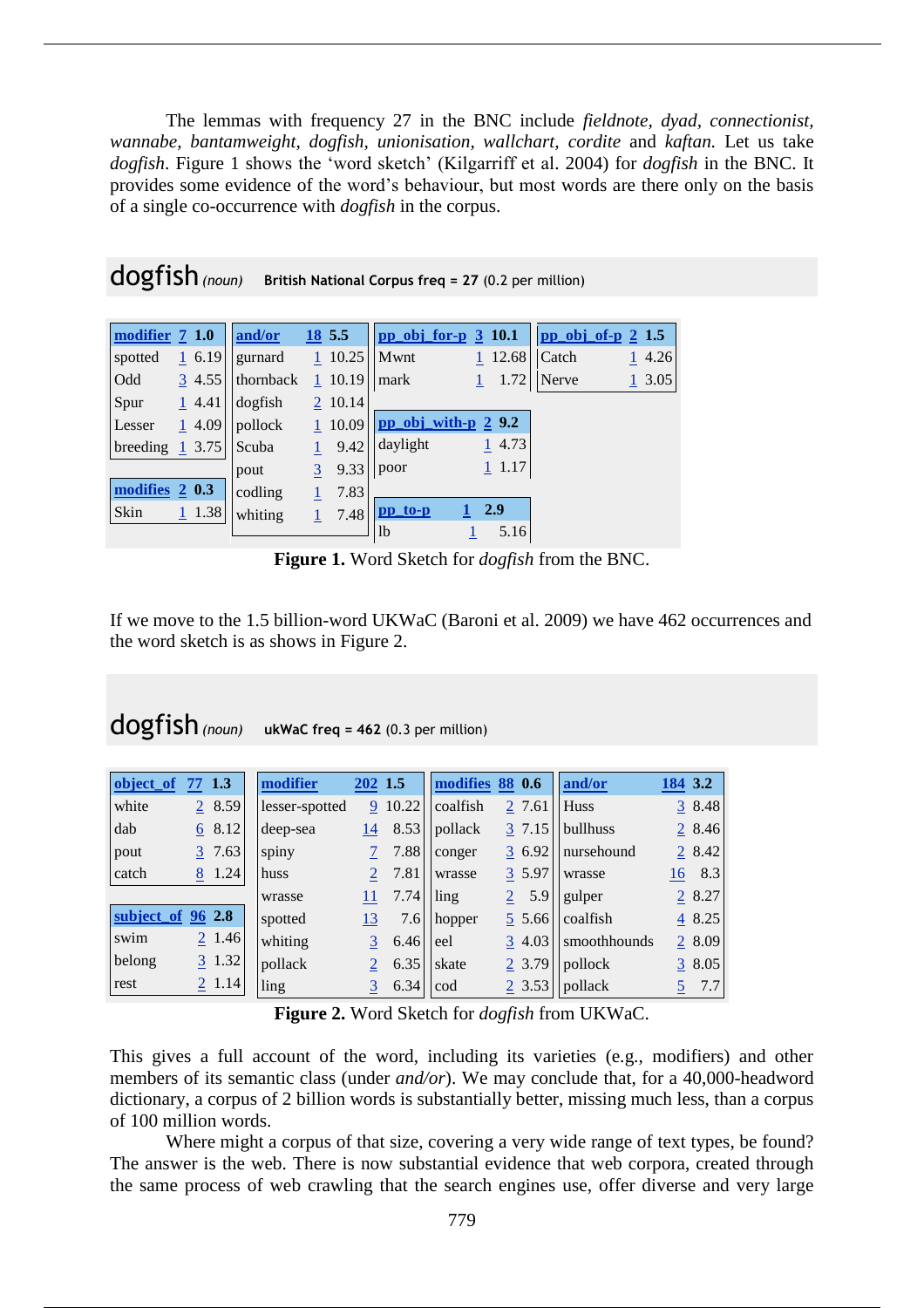The lemmas with frequency 27 in the BNC include *fieldnote*, *dyad*, *connectionist*, *wannabe*, *bantamweight*, *dogfish*, *unionisation*, *wallchart*, *cordite* and *kaftan*. Let us take *dogfish*. Figure 1 shows the 'word sketch' (Kilgarriff et al. 2004) for *dogfish* in the BNC. It provides some evidence of the word's behaviour, but most words are there only on the basis of a single co-occurrence with *dogfish* in the corpus.

**dogfish** *(noun)* **British National Corpus freq = 27** (0.2 per million)

| modifier | 7 | 1.0 |
|---|---|---|
| spotted | 1 | 6.19 |
| Odd | 3 | 4.55 |
| Spur | 1 | 4.41 |
| Lesser | 1 | 4.09 |
| breeding | 1 | 3.75 |

| modifies | 2 | 0.3 |
|---|---|---|
| Skin | 1 | 1.38 |

| and/or | 18 | 5.5 |
|---|---|---|
| gurnard | 1 | 10.25 |
| thornback | 1 | 10.19 |
| dogfish | 2 | 10.14 |
| pollock | 1 | 10.09 |
| Scuba | 1 | 9.42 |
| pout | 3 | 9.33 |
| codling | 1 | 7.83 |
| whiting | 1 | 7.48 |

| pp_obj_for-p | 3 | 10.1 |
|---|---|---|
| Mwnt | 1 | 12.68 |
| mark | 1 | 1.72 |

| pp_obj_with-p | 2 | 9.2 |
|---|---|---|
| daylight | 1 | 4.73 |
| poor | 1 | 1.17 |

| pp_to-p | 1 | 2.9 |
|---|---|---|
| lb | 1 | 5.16 |

| pp_obj_of-p | 2 | 1.5 |
|---|---|---|
| Catch | 1 | 4.26 |
| Nerve | 1 | 3.05 |

**Figure 1.** Word Sketch for *dogfish* from the BNC.

If we move to the 1.5 billion-word UKWaC (Baroni et al. 2009) we have 462 occurrences and the word sketch is as shows in Figure 2.

**dogfish** *(noun)* **ukWaC freq = 462** (0.3 per million)

| object_of | 77 | 1.3 |
|---|---|---|
| white | 2 | 8.59 |
| dab | 6 | 8.12 |
| pout | 3 | 7.63 |
| catch | 8 | 1.24 |

| subject_of | 96 | 2.8 |
|---|---|---|
| swim | 2 | 1.46 |
| belong | 3 | 1.32 |
| rest | 2 | 1.14 |

| modifier | 202 | 1.5 |
|---|---|---|
| lesser-spotted | 9 | 10.22 |
| deep-sea | 14 | 8.53 |
| spiny | 7 | 7.88 |
| huss | 2 | 7.81 |
| wrasse | 11 | 7.74 |
| spotted | 13 | 7.6 |
| whiting | 3 | 6.46 |
| pollack | 2 | 6.35 |
| ling | 3 | 6.34 |

| modifies | 88 | 0.6 |
|---|---|---|
| coalfish | 2 | 7.61 |
| pollack | 3 | 7.15 |
| conger | 3 | 6.92 |
| wrasse | 3 | 5.97 |
| ling | 2 | 5.9 |
| hopper | 5 | 5.66 |
| eel | 3 | 4.03 |
| skate | 2 | 3.79 |
| cod | 2 | 3.53 |

| and/or | 184 | 3.2 |
|---|---|---|
| Huss | 3 | 8.48 |
| bullhuss | 2 | 8.46 |
| nursehound | 2 | 8.42 |
| wrasse | 16 | 8.3 |
| gulper | 2 | 8.27 |
| coalfish | 4 | 8.25 |
| smoothhounds | 2 | 8.09 |
| pollock | 3 | 8.05 |
| pollack | 5 | 7.7 |

**Figure 2.** Word Sketch for *dogfish* from UKWaC.

This gives a full account of the word, including its varieties (e.g., modifiers) and other members of its semantic class (under *and/or*). We may conclude that, for a 40,000-headword dictionary, a corpus of 2 billion words is substantially better, missing much less, than a corpus of 100 million words.

Where might a corpus of that size, covering a very wide range of text types, be found? The answer is the web. There is now substantial evidence that web corpora, created through the same process of web crawling that the search engines use, offer diverse and very large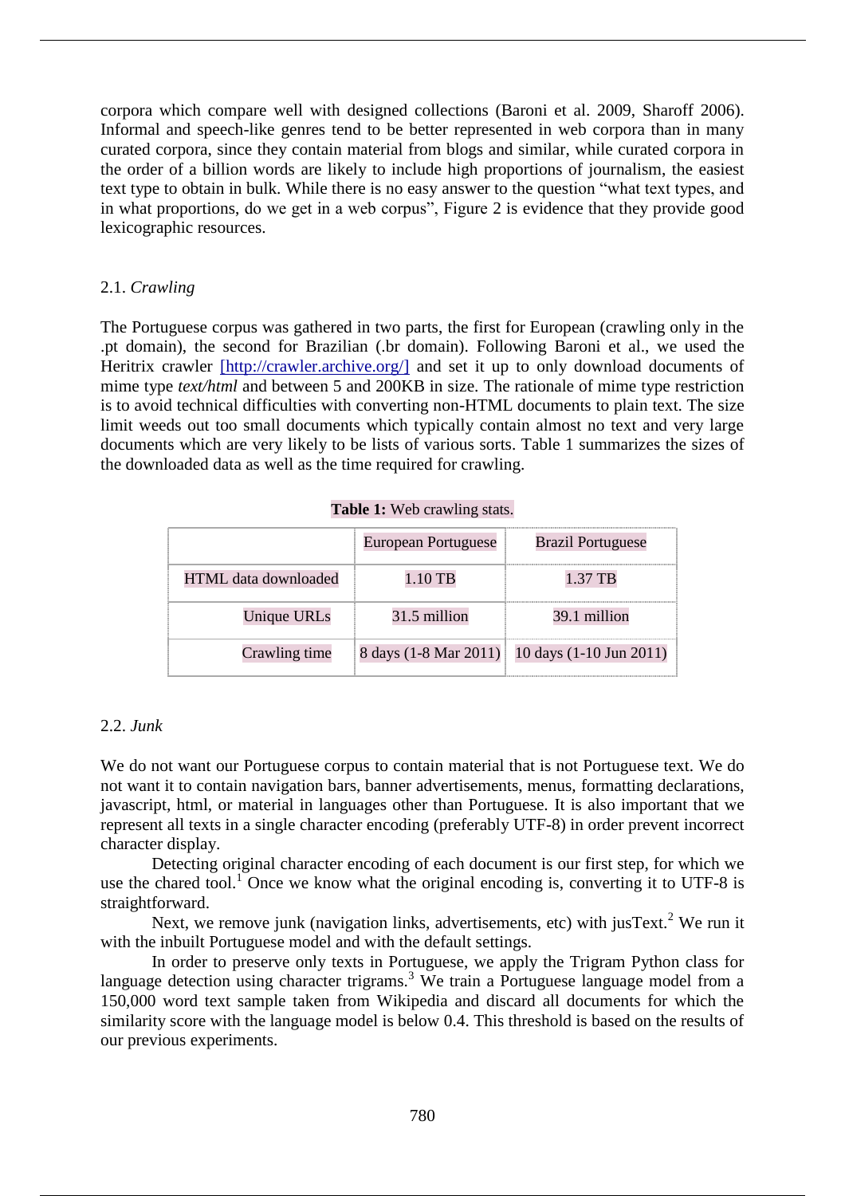corpora which compare well with designed collections (Baroni et al. 2009, Sharoff 2006). Informal and speech-like genres tend to be better represented in web corpora than in many curated corpora, since they contain material from blogs and similar, while curated corpora in the order of a billion words are likely to include high proportions of journalism, the easiest text type to obtain in bulk. While there is no easy answer to the question "what text types, and in what proportions, do we get in a web corpus", Figure 2 is evidence that they provide good lexicographic resources.

## 2.1. *Crawling*

The Portuguese corpus was gathered in two parts, the first for European (crawling only in the .pt domain), the second for Brazilian (.br domain). Following Baroni et al., we used the Heritrix crawler [http://crawler.archive.org/] and set it up to only download documents of mime type *text/html* and between 5 and 200KB in size. The rationale of mime type restriction is to avoid technical difficulties with converting non-HTML documents to plain text. The size limit weeds out too small documents which typically contain almost no text and very large documents which are very likely to be lists of various sorts. Table 1 summarizes the sizes of the downloaded data as well as the time required for crawling.

**Table 1:** Web crawling stats.

| | European Portuguese | Brazil Portuguese |
|---|---|---|
| HTML data downloaded | 1.10 TB | 1.37 TB |
| Unique URLs | 31.5 million | 39.1 million |
| Crawling time | 8 days (1-8 Mar 2011) | 10 days (1-10 Jun 2011) |

## 2.2. *Junk*

We do not want our Portuguese corpus to contain material that is not Portuguese text. We do not want it to contain navigation bars, banner advertisements, menus, formatting declarations, javascript, html, or material in languages other than Portuguese. It is also important that we represent all texts in a single character encoding (preferably UTF-8) in order prevent incorrect character display.

Detecting original character encoding of each document is our first step, for which we use the chared tool.[1] Once we know what the original encoding is, converting it to UTF-8 is straightforward.

Next, we remove junk (navigation links, advertisements, etc) with jusText.[2] We run it with the inbuilt Portuguese model and with the default settings.

In order to preserve only texts in Portuguese, we apply the Trigram Python class for language detection using character trigrams.[3] We train a Portuguese language model from a 150,000 word text sample taken from Wikipedia and discard all documents for which the similarity score with the language model is below 0.4. This threshold is based on the results of our previous experiments.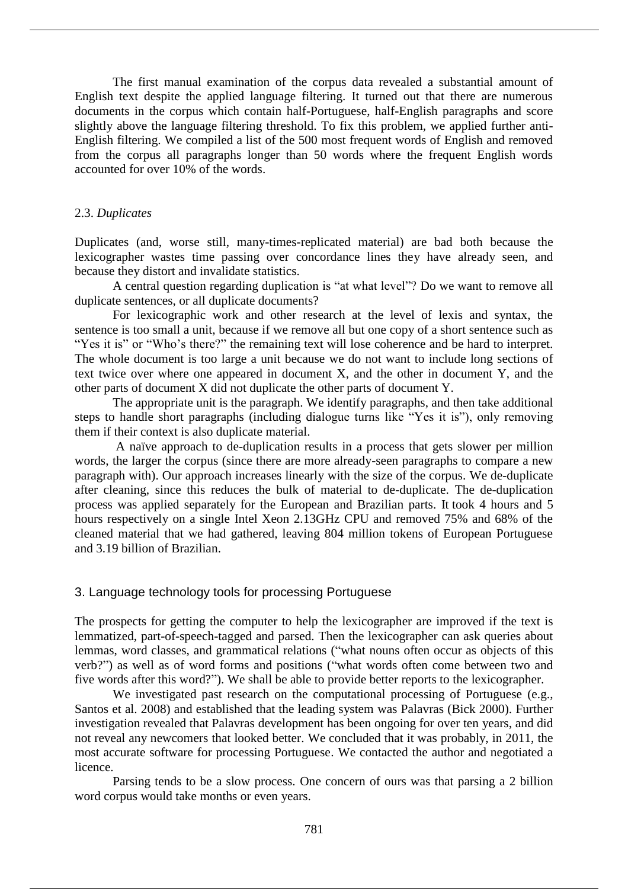The first manual examination of the corpus data revealed a substantial amount of English text despite the applied language filtering. It turned out that there are numerous documents in the corpus which contain half-Portuguese, half-English paragraphs and score slightly above the language filtering threshold. To fix this problem, we applied further anti-English filtering. We compiled a list of the 500 most frequent words of English and removed from the corpus all paragraphs longer than 50 words where the frequent English words accounted for over 10% of the words.

### 2.3. *Duplicates*

Duplicates (and, worse still, many-times-replicated material) are bad both because the lexicographer wastes time passing over concordance lines they have already seen, and because they distort and invalidate statistics.

A central question regarding duplication is "at what level"? Do we want to remove all duplicate sentences, or all duplicate documents?

For lexicographic work and other research at the level of lexis and syntax, the sentence is too small a unit, because if we remove all but one copy of a short sentence such as "Yes it is" or "Who's there?" the remaining text will lose coherence and be hard to interpret. The whole document is too large a unit because we do not want to include long sections of text twice over where one appeared in document X, and the other in document Y, and the other parts of document X did not duplicate the other parts of document Y.

The appropriate unit is the paragraph. We identify paragraphs, and then take additional steps to handle short paragraphs (including dialogue turns like "Yes it is"), only removing them if their context is also duplicate material.

A naïve approach to de-duplication results in a process that gets slower per million words, the larger the corpus (since there are more already-seen paragraphs to compare a new paragraph with). Our approach increases linearly with the size of the corpus. We de-duplicate after cleaning, since this reduces the bulk of material to de-duplicate. The de-duplication process was applied separately for the European and Brazilian parts. It took 4 hours and 5 hours respectively on a single Intel Xeon 2.13GHz CPU and removed 75% and 68% of the cleaned material that we had gathered, leaving 804 million tokens of European Portuguese and 3.19 billion of Brazilian.

## 3. Language technology tools for processing Portuguese

The prospects for getting the computer to help the lexicographer are improved if the text is lemmatized, part-of-speech-tagged and parsed. Then the lexicographer can ask queries about lemmas, word classes, and grammatical relations ("what nouns often occur as objects of this verb?") as well as of word forms and positions ("what words often come between two and five words after this word?"). We shall be able to provide better reports to the lexicographer.

We investigated past research on the computational processing of Portuguese (e.g., Santos et al. 2008) and established that the leading system was Palavras (Bick 2000). Further investigation revealed that Palavras development has been ongoing for over ten years, and did not reveal any newcomers that looked better. We concluded that it was probably, in 2011, the most accurate software for processing Portuguese. We contacted the author and negotiated a licence.

Parsing tends to be a slow process. One concern of ours was that parsing a 2 billion word corpus would take months or even years.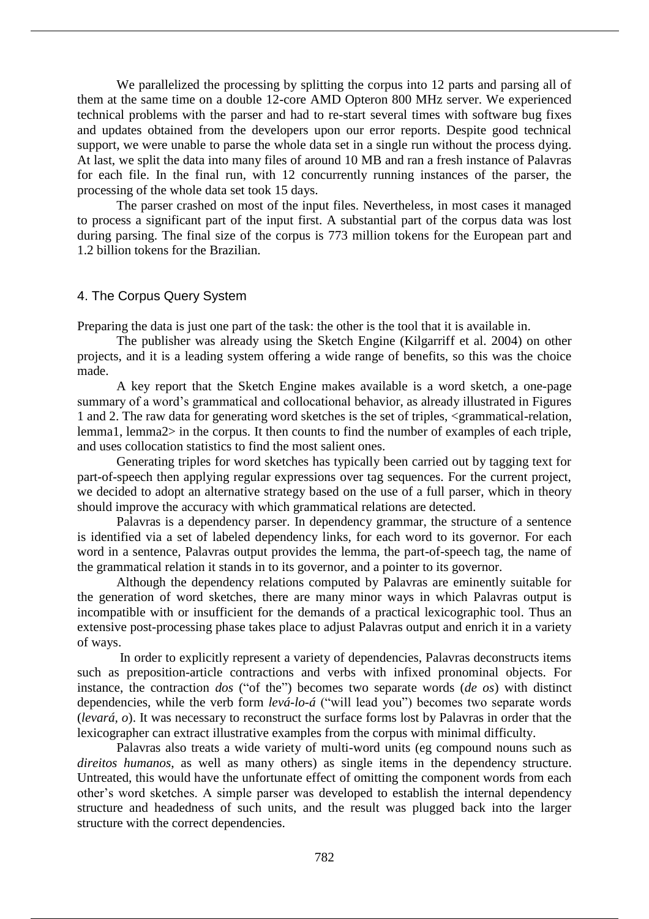We parallelized the processing by splitting the corpus into 12 parts and parsing all of them at the same time on a double 12-core AMD Opteron 800 MHz server. We experienced technical problems with the parser and had to re-start several times with software bug fixes and updates obtained from the developers upon our error reports. Despite good technical support, we were unable to parse the whole data set in a single run without the process dying. At last, we split the data into many files of around 10 MB and ran a fresh instance of Palavras for each file. In the final run, with 12 concurrently running instances of the parser, the processing of the whole data set took 15 days.

The parser crashed on most of the input files. Nevertheless, in most cases it managed to process a significant part of the input first. A substantial part of the corpus data was lost during parsing. The final size of the corpus is 773 million tokens for the European part and 1.2 billion tokens for the Brazilian.

## 4. The Corpus Query System

Preparing the data is just one part of the task: the other is the tool that it is available in.

The publisher was already using the Sketch Engine (Kilgarriff et al. 2004) on other projects, and it is a leading system offering a wide range of benefits, so this was the choice made.

A key report that the Sketch Engine makes available is a word sketch, a one-page summary of a word's grammatical and collocational behavior, as already illustrated in Figures 1 and 2. The raw data for generating word sketches is the set of triples, <grammatical-relation, lemma1, lemma2> in the corpus. It then counts to find the number of examples of each triple, and uses collocation statistics to find the most salient ones.

Generating triples for word sketches has typically been carried out by tagging text for part-of-speech then applying regular expressions over tag sequences. For the current project, we decided to adopt an alternative strategy based on the use of a full parser, which in theory should improve the accuracy with which grammatical relations are detected.

Palavras is a dependency parser. In dependency grammar, the structure of a sentence is identified via a set of labeled dependency links, for each word to its governor. For each word in a sentence, Palavras output provides the lemma, the part-of-speech tag, the name of the grammatical relation it stands in to its governor, and a pointer to its governor.

Although the dependency relations computed by Palavras are eminently suitable for the generation of word sketches, there are many minor ways in which Palavras output is incompatible with or insufficient for the demands of a practical lexicographic tool. Thus an extensive post-processing phase takes place to adjust Palavras output and enrich it in a variety of ways.

In order to explicitly represent a variety of dependencies, Palavras deconstructs items such as preposition-article contractions and verbs with infixed pronominal objects. For instance, the contraction *dos* ("of the") becomes two separate words (*de os*) with distinct dependencies, while the verb form *levá-lo-á* ("will lead you") becomes two separate words (*levará, o*). It was necessary to reconstruct the surface forms lost by Palavras in order that the lexicographer can extract illustrative examples from the corpus with minimal difficulty.

Palavras also treats a wide variety of multi-word units (eg compound nouns such as *direitos humanos*, as well as many others) as single items in the dependency structure. Untreated, this would have the unfortunate effect of omitting the component words from each other's word sketches. A simple parser was developed to establish the internal dependency structure and headedness of such units, and the result was plugged back into the larger structure with the correct dependencies.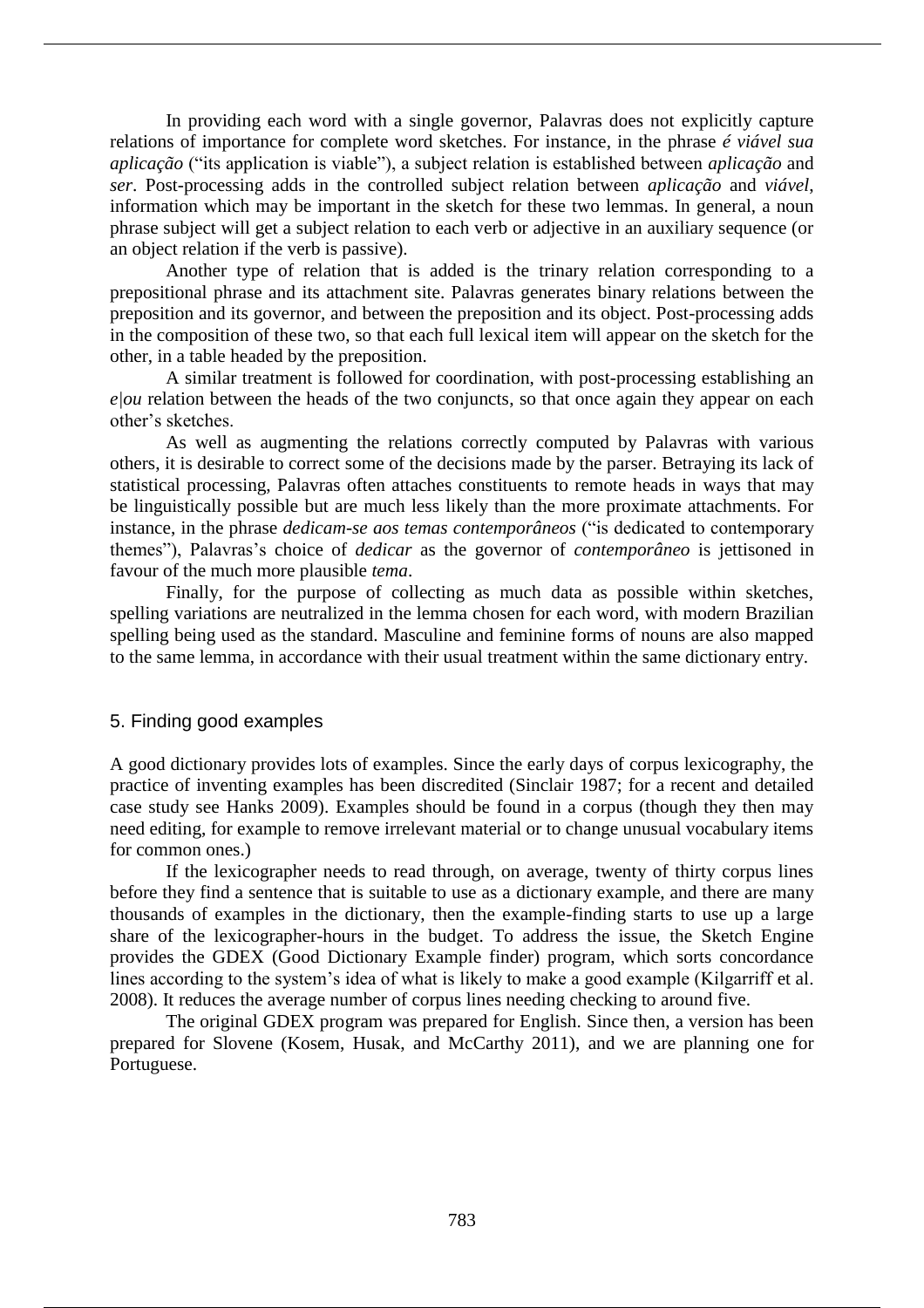In providing each word with a single governor, Palavras does not explicitly capture relations of importance for complete word sketches. For instance, in the phrase *é viável sua aplicação* ("its application is viable"), a subject relation is established between *aplicação* and *ser*. Post-processing adds in the controlled subject relation between *aplicação* and *viável*, information which may be important in the sketch for these two lemmas. In general, a noun phrase subject will get a subject relation to each verb or adjective in an auxiliary sequence (or an object relation if the verb is passive).

Another type of relation that is added is the trinary relation corresponding to a prepositional phrase and its attachment site. Palavras generates binary relations between the preposition and its governor, and between the preposition and its object. Post-processing adds in the composition of these two, so that each full lexical item will appear on the sketch for the other, in a table headed by the preposition.

A similar treatment is followed for coordination, with post-processing establishing an *e|ou* relation between the heads of the two conjuncts, so that once again they appear on each other's sketches.

As well as augmenting the relations correctly computed by Palavras with various others, it is desirable to correct some of the decisions made by the parser. Betraying its lack of statistical processing, Palavras often attaches constituents to remote heads in ways that may be linguistically possible but are much less likely than the more proximate attachments. For instance, in the phrase *dedicam-se aos temas contemporâneos* ("is dedicated to contemporary themes"), Palavras's choice of *dedicar* as the governor of *contemporâneo* is jettisoned in favour of the much more plausible *tema*.

Finally, for the purpose of collecting as much data as possible within sketches, spelling variations are neutralized in the lemma chosen for each word, with modern Brazilian spelling being used as the standard. Masculine and feminine forms of nouns are also mapped to the same lemma, in accordance with their usual treatment within the same dictionary entry.

## 5. Finding good examples

A good dictionary provides lots of examples. Since the early days of corpus lexicography, the practice of inventing examples has been discredited (Sinclair 1987; for a recent and detailed case study see Hanks 2009). Examples should be found in a corpus (though they then may need editing, for example to remove irrelevant material or to change unusual vocabulary items for common ones.)

If the lexicographer needs to read through, on average, twenty of thirty corpus lines before they find a sentence that is suitable to use as a dictionary example, and there are many thousands of examples in the dictionary, then the example-finding starts to use up a large share of the lexicographer-hours in the budget. To address the issue, the Sketch Engine provides the GDEX (Good Dictionary Example finder) program, which sorts concordance lines according to the system's idea of what is likely to make a good example (Kilgarriff et al. 2008). It reduces the average number of corpus lines needing checking to around five.

The original GDEX program was prepared for English. Since then, a version has been prepared for Slovene (Kosem, Husak, and McCarthy 2011), and we are planning one for Portuguese.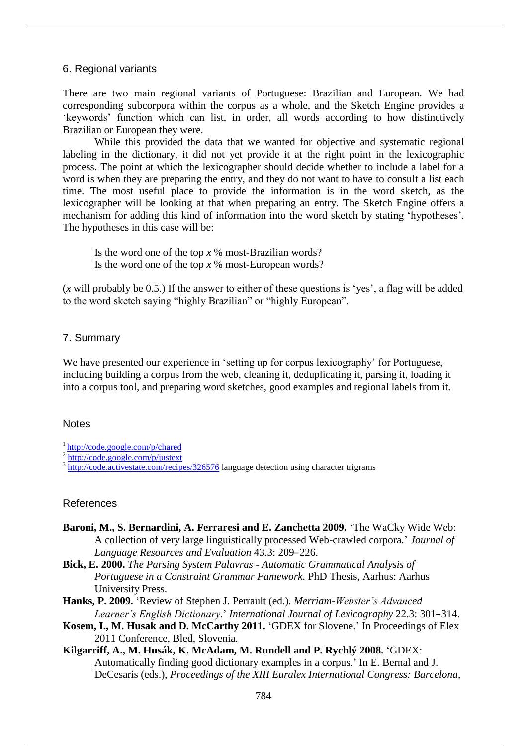## 6. Regional variants

There are two main regional variants of Portuguese: Brazilian and European. We had corresponding subcorpora within the corpus as a whole, and the Sketch Engine provides a 'keywords' function which can list, in order, all words according to how distinctively Brazilian or European they were.

While this provided the data that we wanted for objective and systematic regional labeling in the dictionary, it did not yet provide it at the right point in the lexicographic process. The point at which the lexicographer should decide whether to include a label for a word is when they are preparing the entry, and they do not want to have to consult a list each time. The most useful place to provide the information is in the word sketch, as the lexicographer will be looking at that when preparing an entry. The Sketch Engine offers a mechanism for adding this kind of information into the word sketch by stating 'hypotheses'. The hypotheses in this case will be:

> Is the word one of the top *x* % most-Brazilian words?
> Is the word one of the top *x* % most-European words?

(*x* will probably be 0.5.) If the answer to either of these questions is 'yes', a flag will be added to the word sketch saying "highly Brazilian" or "highly European".

## 7. Summary

We have presented our experience in 'setting up for corpus lexicography' for Portuguese, including building a corpus from the web, cleaning it, deduplicating it, parsing it, loading it into a corpus tool, and preparing word sketches, good examples and regional labels from it.

## Notes

[1] http://code.google.com/p/chared
[2] http://code.google.com/p/justext
[3] http://code.activestate.com/recipes/326576 language detection using character trigrams

## References

**Baroni, M., S. Bernardini, A. Ferraresi and E. Zanchetta 2009.** 'The WaCky Wide Web: A collection of very large linguistically processed Web-crawled corpora.' *Journal of Language Resources and Evaluation* 43.3: 209–226.

**Bick, E. 2000.** *The Parsing System Palavras - Automatic Grammatical Analysis of Portuguese in a Constraint Grammar Famework*. PhD Thesis, Aarhus: Aarhus University Press.

**Hanks, P. 2009.** 'Review of Stephen J. Perrault (ed.). *Merriam-Webster's Advanced Learner's English Dictionary*.' *International Journal of Lexicography* 22.3: 301–314.

**Kosem, I., M. Husak and D. McCarthy 2011.** 'GDEX for Slovene.' In Proceedings of Elex 2011 Conference, Bled, Slovenia.

**Kilgarriff, A., M. Husák, K. McAdam, M. Rundell and P. Rychlý 2008.** 'GDEX: Automatically finding good dictionary examples in a corpus.' In E. Bernal and J. DeCesaris (eds.), *Proceedings of the XIII Euralex International Congress: Barcelona,*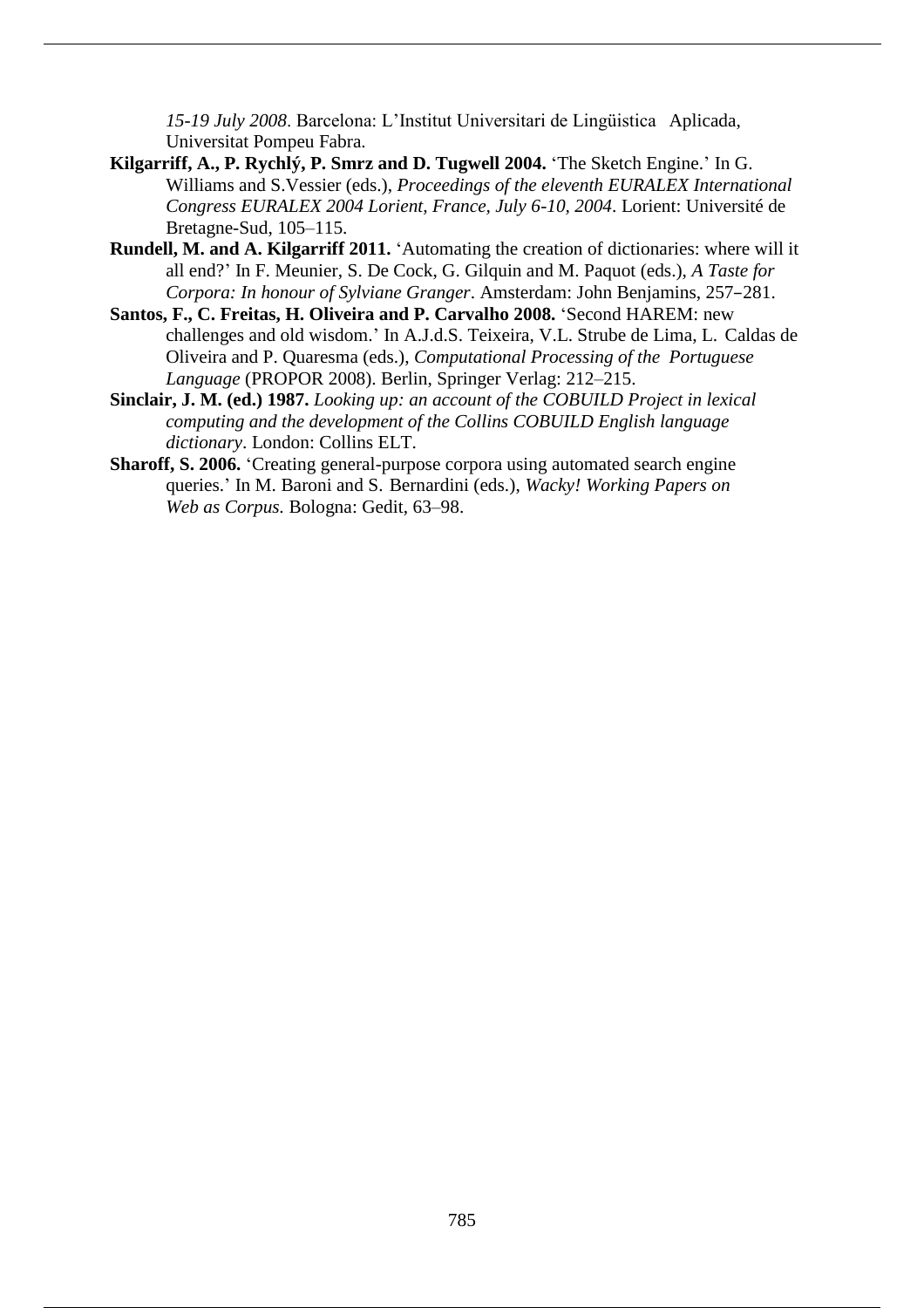*15-19 July 2008*. Barcelona: L'Institut Universitari de Lingüistica Aplicada, Universitat Pompeu Fabra.

**Kilgarriff, A., P. Rychlý, P. Smrz and D. Tugwell 2004.** 'The Sketch Engine.' In G. Williams and S.Vessier (eds.), *Proceedings of the eleventh EURALEX International Congress EURALEX 2004 Lorient, France, July 6-10, 2004*. Lorient: Université de Bretagne-Sud, 105–115.

**Rundell, M. and A. Kilgarriff 2011.** 'Automating the creation of dictionaries: where will it all end?' In F. Meunier, S. De Cock, G. Gilquin and M. Paquot (eds.), *A Taste for Corpora: In honour of Sylviane Granger*. Amsterdam: John Benjamins, 257–281.

**Santos, F., C. Freitas, H. Oliveira and P. Carvalho 2008.** 'Second HAREM: new challenges and old wisdom.' In A.J.d.S. Teixeira, V.L. Strube de Lima, L. Caldas de Oliveira and P. Quaresma (eds.), *Computational Processing of the Portuguese Language* (PROPOR 2008). Berlin, Springer Verlag: 212–215.

**Sinclair, J. M. (ed.) 1987.** *Looking up: an account of the COBUILD Project in lexical computing and the development of the Collins COBUILD English language dictionary*. London: Collins ELT.

**Sharoff, S. 2006.** 'Creating general-purpose corpora using automated search engine queries.' In M. Baroni and S. Bernardini (eds.), *Wacky! Working Papers on Web as Corpus.* Bologna: Gedit, 63–98.